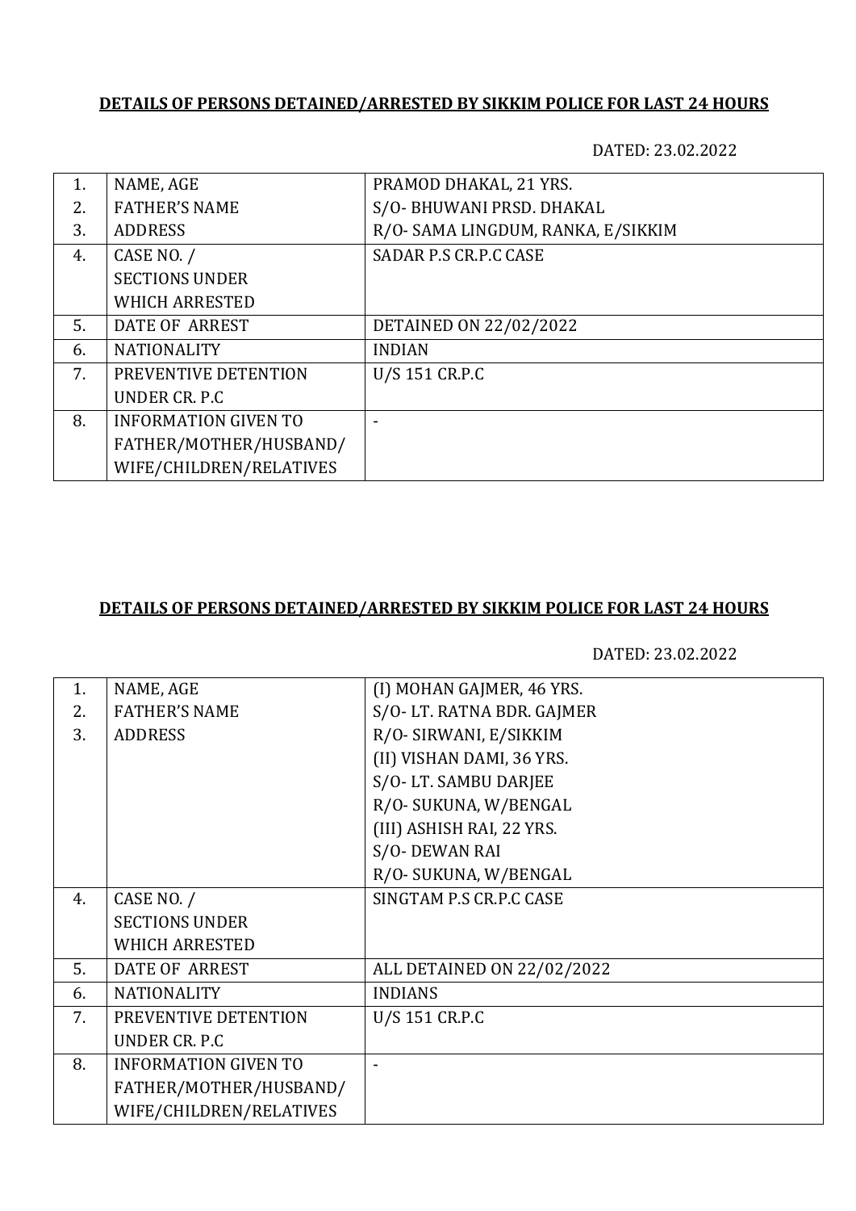**DETAILS OF PERSONS DETAINED/ARRESTED BY SIKKIM POLICE FOR LAST 24 HOURS**

DATED: 23.02.2022

| | | |
|---|---|---|
| 1.<br>2.<br>3. | NAME, AGE<br>FATHER'S NAME<br>ADDRESS | PRAMOD DHAKAL, 21 YRS.<br>S/O- BHUWANI PRSD. DHAKAL<br>R/O- SAMA LINGDUM, RANKA, E/SIKKIM |
| 4. | CASE NO. /<br>SECTIONS UNDER<br>WHICH ARRESTED | SADAR P.S CR.P.C CASE |
| 5. | DATE OF ARREST | DETAINED ON 22/02/2022 |
| 6. | NATIONALITY | INDIAN |
| 7. | PREVENTIVE DETENTION<br>UNDER CR. P.C | U/S 151 CR.P.C |
| 8. | INFORMATION GIVEN TO<br>FATHER/MOTHER/HUSBAND/<br>WIFE/CHILDREN/RELATIVES | - |

**DETAILS OF PERSONS DETAINED/ARRESTED BY SIKKIM POLICE FOR LAST 24 HOURS**

DATED: 23.02.2022

| | | |
|---|---|---|
| 1.<br>2.<br>3. | NAME, AGE<br>FATHER'S NAME<br>ADDRESS | (I) MOHAN GAJMER, 46 YRS.<br>S/O- LT. RATNA BDR. GAJMER<br>R/O- SIRWANI, E/SIKKIM<br>(II) VISHAN DAMI, 36 YRS.<br>S/O- LT. SAMBU DARJEE<br>R/O- SUKUNA, W/BENGAL<br>(III) ASHISH RAI, 22 YRS.<br>S/O- DEWAN RAI<br>R/O- SUKUNA, W/BENGAL |
| 4. | CASE NO. /<br>SECTIONS UNDER<br>WHICH ARRESTED | SINGTAM P.S CR.P.C CASE |
| 5. | DATE OF ARREST | ALL DETAINED ON 22/02/2022 |
| 6. | NATIONALITY | INDIANS |
| 7. | PREVENTIVE DETENTION<br>UNDER CR. P.C | U/S 151 CR.P.C |
| 8. | INFORMATION GIVEN TO<br>FATHER/MOTHER/HUSBAND/<br>WIFE/CHILDREN/RELATIVES | - |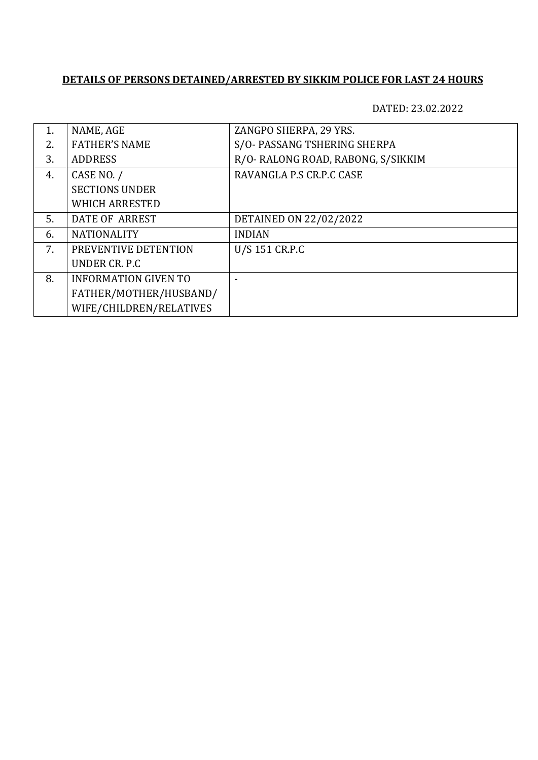**DETAILS OF PERSONS DETAINED/ARRESTED BY SIKKIM POLICE FOR LAST 24 HOURS**

DATED: 23.02.2022

| | | |
|---|---|---|
| 1.<br>2.<br>3. | NAME, AGE<br>FATHER'S NAME<br>ADDRESS | ZANGPO SHERPA, 29 YRS.<br>S/O- PASSANG TSHERING SHERPA<br>R/O- RALONG ROAD, RABONG, S/SIKKIM |
| 4. | CASE NO. /<br>SECTIONS UNDER<br>WHICH ARRESTED | RAVANGLA P.S CR.P.C CASE |
| 5. | DATE OF ARREST | DETAINED ON 22/02/2022 |
| 6. | NATIONALITY | INDIAN |
| 7. | PREVENTIVE DETENTION<br>UNDER CR. P.C | U/S 151 CR.P.C |
| 8. | INFORMATION GIVEN TO<br>FATHER/MOTHER/HUSBAND/<br>WIFE/CHILDREN/RELATIVES | - |